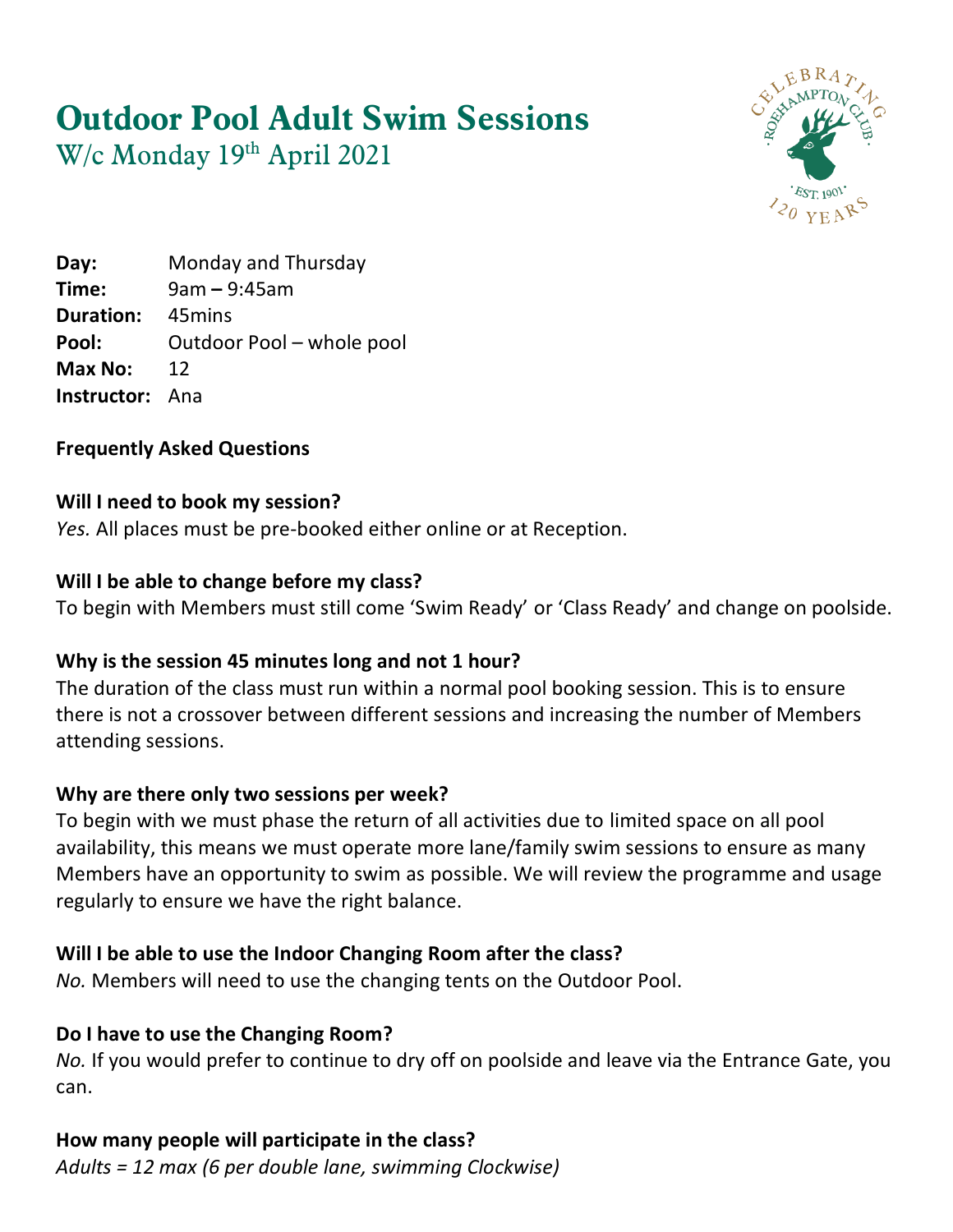# Outdoor Pool Adult Swim Sessions

W/c Monday 19th April 2021

**Day:** Monday and Thursday
**Time:** 9am – 9:45am
**Duration:** 45mins
**Pool:** Outdoor Pool – whole pool
**Max No:** 12
**Instructor:** Ana

**Frequently Asked Questions**

**Will I need to book my session?**
*Yes.* All places must be pre-booked either online or at Reception.

**Will I be able to change before my class?**
To begin with Members must still come 'Swim Ready' or 'Class Ready' and change on poolside.

**Why is the session 45 minutes long and not 1 hour?**
The duration of the class must run within a normal pool booking session. This is to ensure there is not a crossover between different sessions and increasing the number of Members attending sessions.

**Why are there only two sessions per week?**
To begin with we must phase the return of all activities due to limited space on all pool availability, this means we must operate more lane/family swim sessions to ensure as many Members have an opportunity to swim as possible. We will review the programme and usage regularly to ensure we have the right balance.

**Will I be able to use the Indoor Changing Room after the class?**
*No.* Members will need to use the changing tents on the Outdoor Pool.

**Do I have to use the Changing Room?**
*No.* If you would prefer to continue to dry off on poolside and leave via the Entrance Gate, you can.

**How many people will participate in the class?**
*Adults = 12 max (6 per double lane, swimming Clockwise)*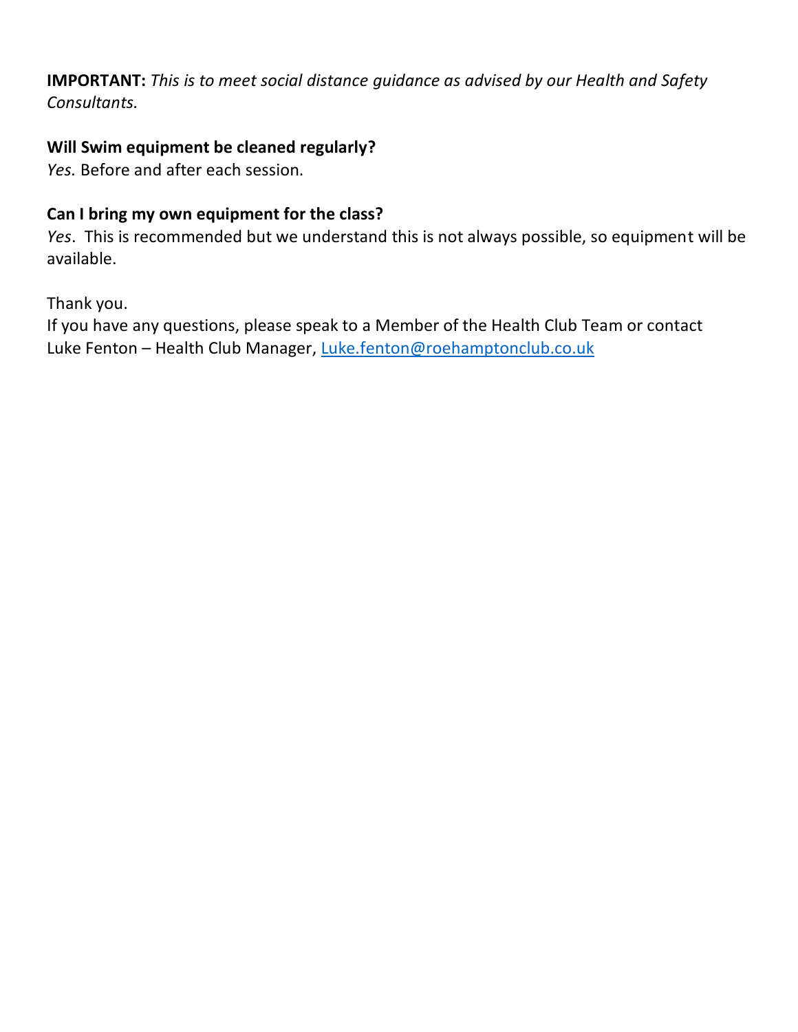**IMPORTANT:** *This is to meet social distance guidance as advised by our Health and Safety Consultants.*

**Will Swim equipment be cleaned regularly?**
*Yes.* Before and after each session.

**Can I bring my own equipment for the class?**
*Yes*. This is recommended but we understand this is not always possible, so equipment will be available.

Thank you.
If you have any questions, please speak to a Member of the Health Club Team or contact Luke Fenton – Health Club Manager, [Luke.fenton@roehamptonclub.co.uk](mailto:Luke.fenton@roehamptonclub.co.uk)